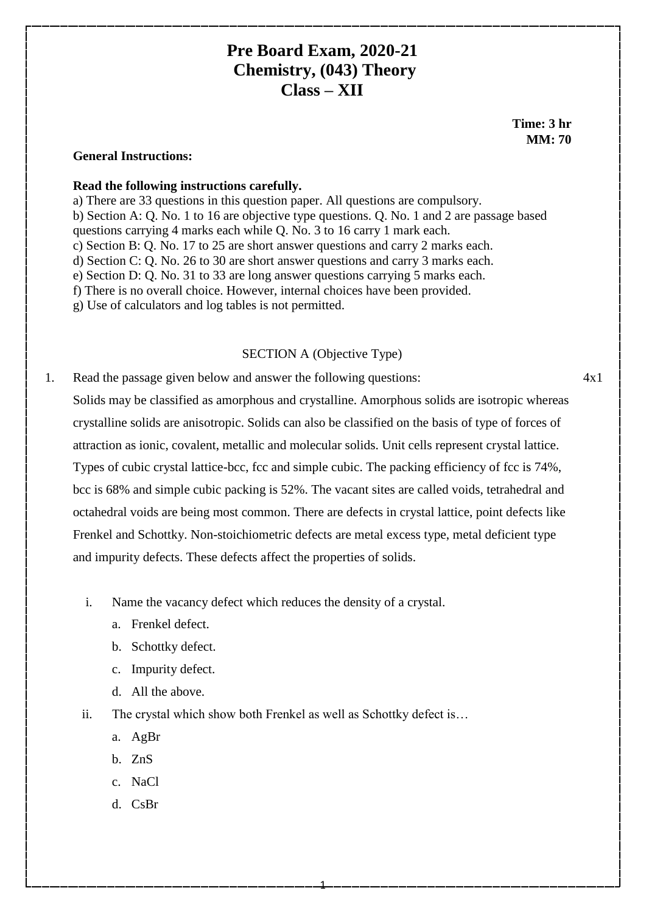# Pre Board Exam, 2020-21
# Chemistry, (043) Theory
# Class – XII

**Time: 3 hr**
**MM: 70**

**General Instructions:**

**Read the following instructions carefully.**

a) There are 33 questions in this question paper. All questions are compulsory.
b) Section A: Q. No. 1 to 16 are objective type questions. Q. No. 1 and 2 are passage based questions carrying 4 marks each while Q. No. 3 to 16 carry 1 mark each.
c) Section B: Q. No. 17 to 25 are short answer questions and carry 2 marks each.
d) Section C: Q. No. 26 to 30 are short answer questions and carry 3 marks each.
e) Section D: Q. No. 31 to 33 are long answer questions carrying 5 marks each.
f) There is no overall choice. However, internal choices have been provided.
g) Use of calculators and log tables is not permitted.

SECTION A (Objective Type)

1. Read the passage given below and answer the following questions: 4x1

Solids may be classified as amorphous and crystalline. Amorphous solids are isotropic whereas crystalline solids are anisotropic. Solids can also be classified on the basis of type of forces of attraction as ionic, covalent, metallic and molecular solids. Unit cells represent crystal lattice. Types of cubic crystal lattice-bcc, fcc and simple cubic. The packing efficiency of fcc is 74%, bcc is 68% and simple cubic packing is 52%. The vacant sites are called voids, tetrahedral and octahedral voids are being most common. There are defects in crystal lattice, point defects like Frenkel and Schottky. Non-stoichiometric defects are metal excess type, metal deficient type and impurity defects. These defects affect the properties of solids.

i. Name the vacancy defect which reduces the density of a crystal.
   a. Frenkel defect.
   b. Schottky defect.
   c. Impurity defect.
   d. All the above.

ii. The crystal which show both Frenkel as well as Schottky defect is…
   a. AgBr
   b. ZnS
   c. NaCl
   d. CsBr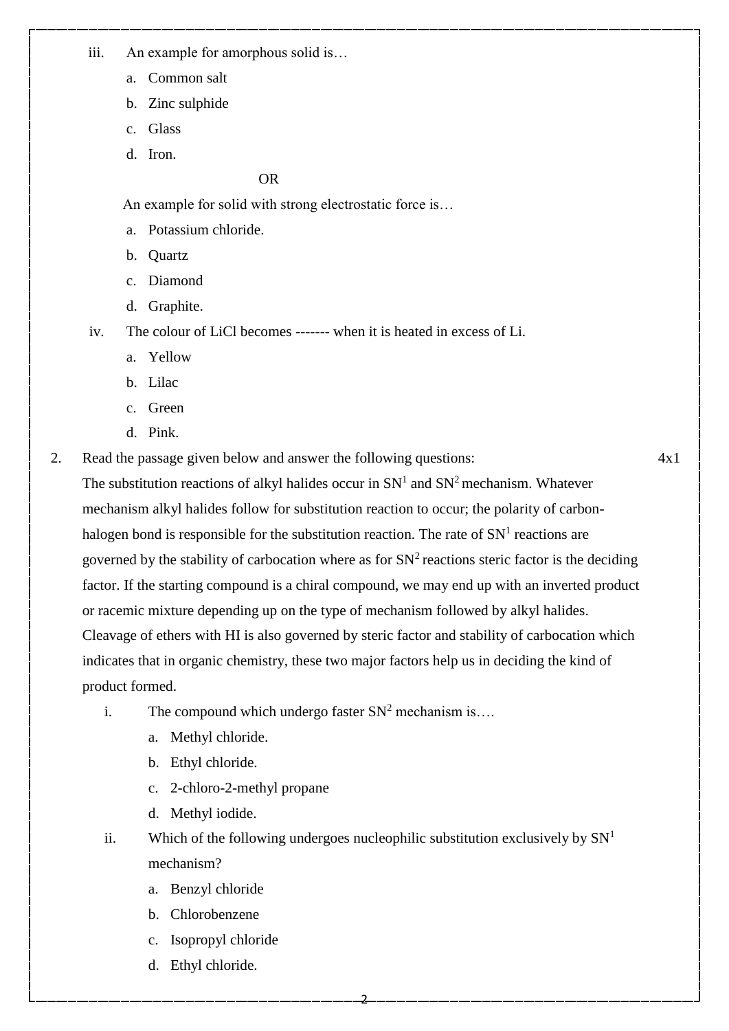iii. An example for amorphous solid is…

a. Common salt
b. Zinc sulphide
c. Glass
d. Iron.

OR

An example for solid with strong electrostatic force is…

a. Potassium chloride.
b. Quartz
c. Diamond
d. Graphite.

iv. The colour of LiCl becomes ------- when it is heated in excess of Li.

a. Yellow
b. Lilac
c. Green
d. Pink.

2. Read the passage given below and answer the following questions: 4x1

The substitution reactions of alkyl halides occur in $SN^1$ and $SN^2$ mechanism. Whatever mechanism alkyl halides follow for substitution reaction to occur; the polarity of carbon-halogen bond is responsible for the substitution reaction. The rate of $SN^1$ reactions are governed by the stability of carbocation where as for $SN^2$ reactions steric factor is the deciding factor. If the starting compound is a chiral compound, we may end up with an inverted product or racemic mixture depending up on the type of mechanism followed by alkyl halides. Cleavage of ethers with HI is also governed by steric factor and stability of carbocation which indicates that in organic chemistry, these two major factors help us in deciding the kind of product formed.

i. The compound which undergo faster $SN^2$ mechanism is….

a. Methyl chloride.
b. Ethyl chloride.
c. 2-chloro-2-methyl propane
d. Methyl iodide.

ii. Which of the following undergoes nucleophilic substitution exclusively by $SN^1$ mechanism?

a. Benzyl chloride
b. Chlorobenzene
c. Isopropyl chloride
d. Ethyl chloride.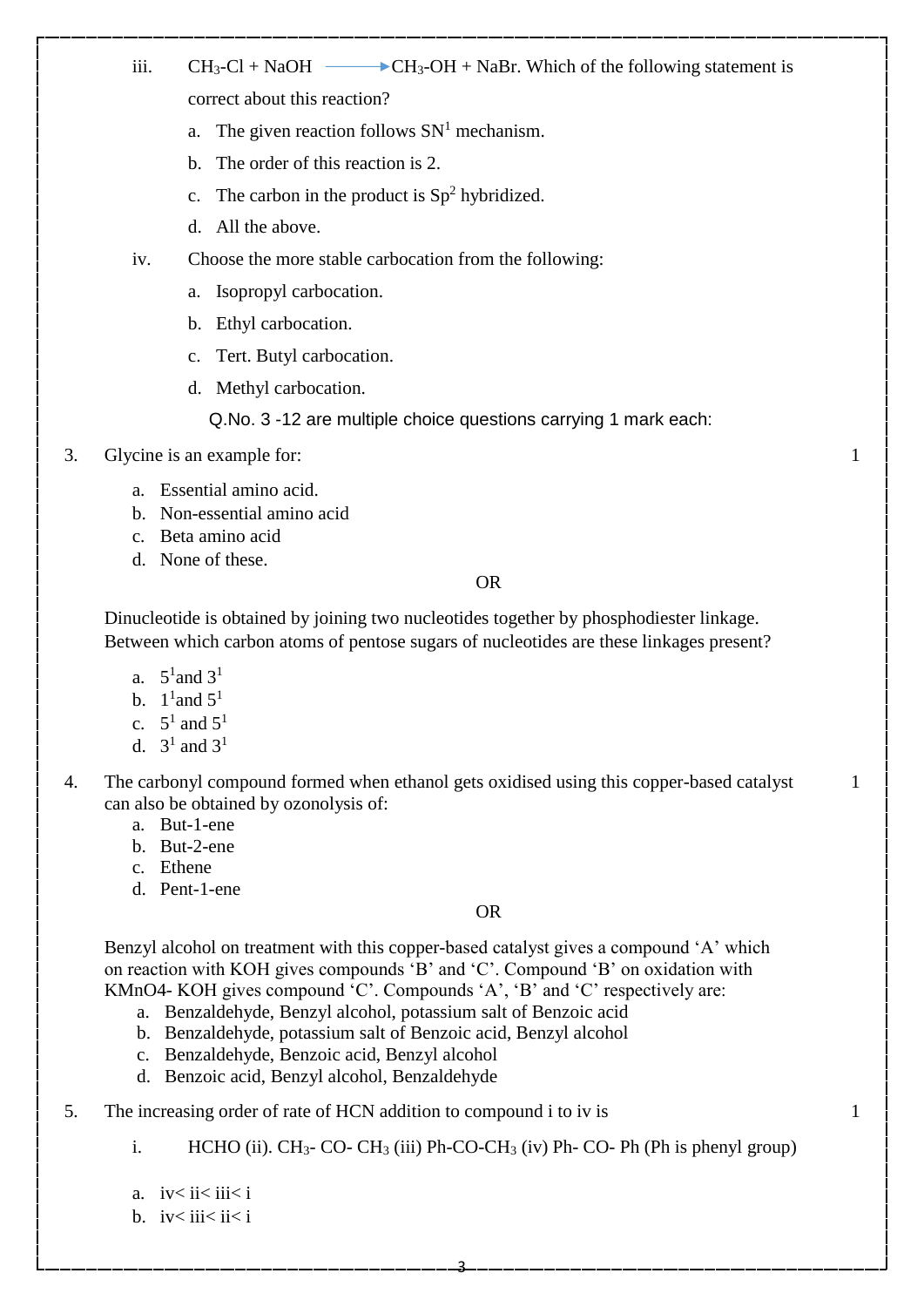iii. $CH_3$-Cl + NaOH $\longrightarrow$ $CH_3$-OH + NaBr. Which of the following statement is correct about this reaction?

a. The given reaction follows $SN^1$ mechanism.
b. The order of this reaction is 2.
c. The carbon in the product is $Sp^2$ hybridized.
d. All the above.

iv. Choose the more stable carbocation from the following:

a. Isopropyl carbocation.
b. Ethyl carbocation.
c. Tert. Butyl carbocation.
d. Methyl carbocation.

Q.No. 3 -12 are multiple choice questions carrying 1 mark each:

3. Glycine is an example for: **1**

a. Essential amino acid.
b. Non-essential amino acid
c. Beta amino acid
d. None of these.

OR

Dinucleotide is obtained by joining two nucleotides together by phosphodiester linkage. Between which carbon atoms of pentose sugars of nucleotides are these linkages present?

a. $5^1$and $3^1$
b. $1^1$and $5^1$
c. $5^1$ and $5^1$
d. $3^1$ and $3^1$

4. The carbonyl compound formed when ethanol gets oxidised using this copper-based catalyst can also be obtained by ozonolysis of: **1**

a. But-1-ene
b. But-2-ene
c. Ethene
d. Pent-1-ene

OR

Benzyl alcohol on treatment with this copper-based catalyst gives a compound 'A' which on reaction with KOH gives compounds 'B' and 'C'. Compound 'B' on oxidation with KMnO4- KOH gives compound 'C'. Compounds 'A', 'B' and 'C' respectively are:

a. Benzaldehyde, Benzyl alcohol, potassium salt of Benzoic acid
b. Benzaldehyde, potassium salt of Benzoic acid, Benzyl alcohol
c. Benzaldehyde, Benzoic acid, Benzyl alcohol
d. Benzoic acid, Benzyl alcohol, Benzaldehyde

5. The increasing order of rate of HCN addition to compound i to iv is **1**

i. HCHO (ii). $CH_3$- CO- $CH_3$ (iii) Ph-CO-$CH_3$ (iv) Ph- CO- Ph (Ph is phenyl group)

a. iv< ii< iii< i
b. iv< iii< ii< i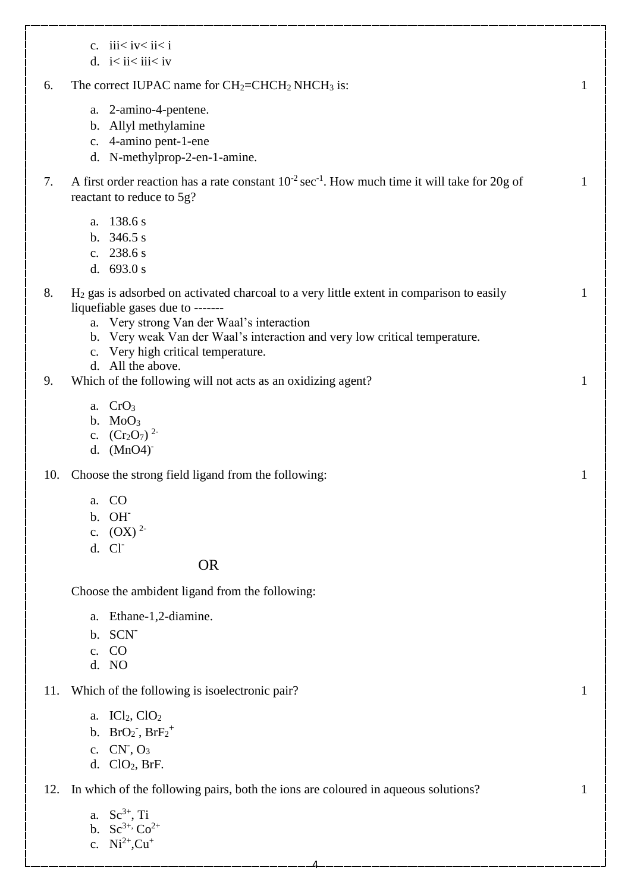c. iii< iv< ii< i
   d. i< ii< iii< iv

6. The correct IUPAC name for $CH_2$=$CHCH_2$ $NHCH_3$ is: 1

   a. 2-amino-4-pentene.
   b. Allyl methylamine
   c. 4-amino pent-1-ene
   d. N-methylprop-2-en-1-amine.

7. A first order reaction has a rate constant $10^{-2}$ $sec^{-1}$. How much time it will take for 20g of reactant to reduce to 5g? 1

   a. 138.6 s
   b. 346.5 s
   c. 238.6 s
   d. 693.0 s

8. $H_2$ gas is adsorbed on activated charcoal to a very little extent in comparison to easily liquefiable gases due to ------- 1

   a. Very strong Van der Waal's interaction
   b. Very weak Van der Waal's interaction and very low critical temperature.
   c. Very high critical temperature.
   d. All the above.

9. Which of the following will not acts as an oxidizing agent? 1

   a. $CrO_3$
   b. $MoO_3$
   c. $(Cr_2O_7)^{2-}$
   d. $(MnO4)^{-}$

10. Choose the strong field ligand from the following: 1

    a. CO
    b. $OH^{-}$
    c. $(OX)^{2-}$
    d. $Cl^{-}$

    OR

    Choose the ambident ligand from the following:

    a. Ethane-1,2-diamine.
    b. $SCN^{-}$
    c. CO
    d. NO

11. Which of the following is isoelectronic pair? 1

    a. $ICl_2$, $ClO_2$
    b. $BrO_2^{-}$, $BrF_2^{+}$
    c. $CN^{-}$, $O_3$
    d. $ClO_2$, BrF.

12. In which of the following pairs, both the ions are coloured in aqueous solutions? 1

    a. $Sc^{3+}$, Ti
    b. $Sc^{3+}$, $Co^{2+}$
    c. $Ni^{2+}$, $Cu^{+}$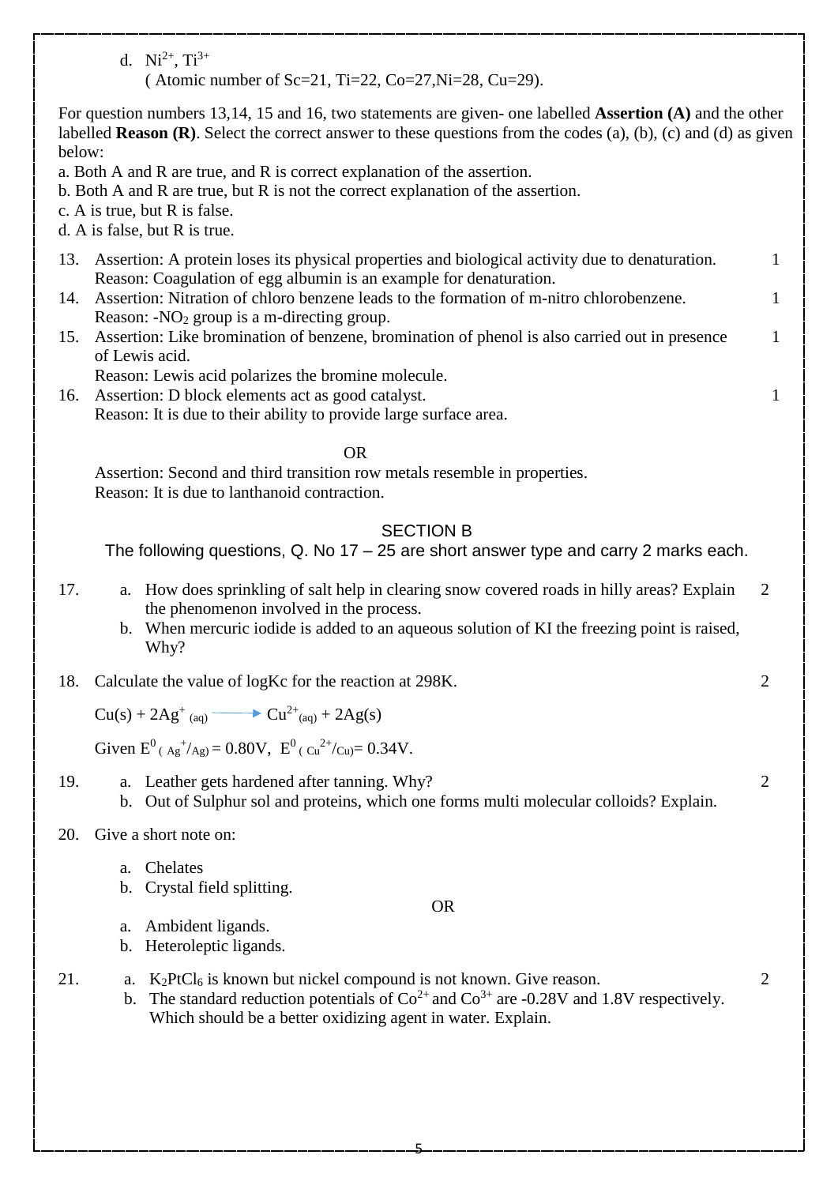d. $Ni^{2+}$, $Ti^{3+}$
( Atomic number of Sc=21, Ti=22, Co=27,Ni=28, Cu=29).

For question numbers 13,14, 15 and 16, two statements are given- one labelled **Assertion (A)** and the other labelled **Reason (R)**. Select the correct answer to these questions from the codes (a), (b), (c) and (d) as given below:

a. Both A and R are true, and R is correct explanation of the assertion.
b. Both A and R are true, but R is not the correct explanation of the assertion.
c. A is true, but R is false.
d. A is false, but R is true.

13. Assertion: A protein loses its physical properties and biological activity due to denaturation. (1)
Reason: Coagulation of egg albumin is an example for denaturation.

14. Assertion: Nitration of chloro benzene leads to the formation of m-nitro chlorobenzene. (1)
Reason: $-NO_2$ group is a m-directing group.

15. Assertion: Like bromination of benzene, bromination of phenol is also carried out in presence of Lewis acid. (1)
Reason: Lewis acid polarizes the bromine molecule.

16. Assertion: D block elements act as good catalyst. (1)
Reason: It is due to their ability to provide large surface area.

OR

Assertion: Second and third transition row metals resemble in properties.
Reason: It is due to lanthanoid contraction.

## SECTION B

The following questions, Q. No 17 – 25 are short answer type and carry 2 marks each.

17. (2)
    a. How does sprinkling of salt help in clearing snow covered roads in hilly areas? Explain the phenomenon involved in the process.
    b. When mercuric iodide is added to an aqueous solution of KI the freezing point is raised, Why?

18. Calculate the value of logKc for the reaction at 298K. (2)

$$Cu(s) + 2Ag^{+}_{(aq)} \longrightarrow Cu^{2+}_{(aq)} + 2Ag(s)$$

Given $E^0_{(Ag^+/Ag)} = 0.80V$, $E^0_{(Cu^{2+}/Cu)} = 0.34V$.

19. (2)
    a. Leather gets hardened after tanning. Why?
    b. Out of Sulphur sol and proteins, which one forms multi molecular colloids? Explain.

20. Give a short note on:
    a. Chelates
    b. Crystal field splitting.

OR

    a. Ambident ligands.
    b. Heteroleptic ligands.

21. (2)
    a. $K_2PtCl_6$ is known but nickel compound is not known. Give reason.
    b. The standard reduction potentials of $Co^{2+}$ and $Co^{3+}$ are -0.28V and 1.8V respectively. Which should be a better oxidizing agent in water. Explain.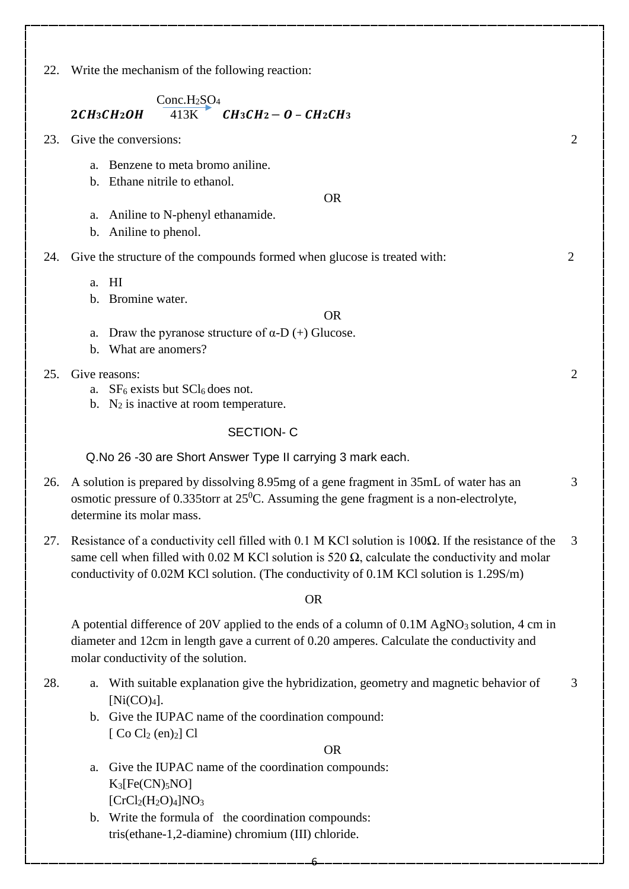22. Write the mechanism of the following reaction:

$$2CH_3CH_2OH \xrightarrow[413K]{Conc.H_2SO_4} CH_3CH_2 - O - CH_2CH_3$$

23. Give the conversions: 2

   a. Benzene to meta bromo aniline.
   b. Ethane nitrile to ethanol.

   OR

   a. Aniline to N-phenyl ethanamide.
   b. Aniline to phenol.

24. Give the structure of the compounds formed when glucose is treated with: 2

   a. HI
   b. Bromine water.

   OR

   a. Draw the pyranose structure of α-D (+) Glucose.
   b. What are anomers?

25. Give reasons: 2

   a. $SF_6$ exists but $SCl_6$ does not.
   b. $N_2$ is inactive at room temperature.

## SECTION- C

Q.No 26 -30 are Short Answer Type II carrying 3 mark each.

26. A solution is prepared by dissolving 8.95mg of a gene fragment in 35mL of water has an osmotic pressure of 0.335torr at $25^0$C. Assuming the gene fragment is a non-electrolyte, determine its molar mass. 3

27. Resistance of a conductivity cell filled with 0.1 M KCl solution is 100Ω. If the resistance of the same cell when filled with 0.02 M KCl solution is 520 Ω, calculate the conductivity and molar conductivity of 0.02M KCl solution. (The conductivity of 0.1M KCl solution is 1.29S/m) 3

   OR

   A potential difference of 20V applied to the ends of a column of 0.1M $AgNO_3$ solution, 4 cm in diameter and 12cm in length gave a current of 0.20 amperes. Calculate the conductivity and molar conductivity of the solution.

28. 3

   a. With suitable explanation give the hybridization, geometry and magnetic behavior of $[Ni(CO)_4]$.
   b. Give the IUPAC name of the coordination compound:
      $[Co Cl_2 (en)_2] Cl$

   OR

   a. Give the IUPAC name of the coordination compounds:
      $K_3[Fe(CN)_5NO]$
      $[CrCl_2(H_2O)_4]NO_3$
   b. Write the formula of the coordination compounds:
      tris(ethane-1,2-diamine) chromium (III) chloride.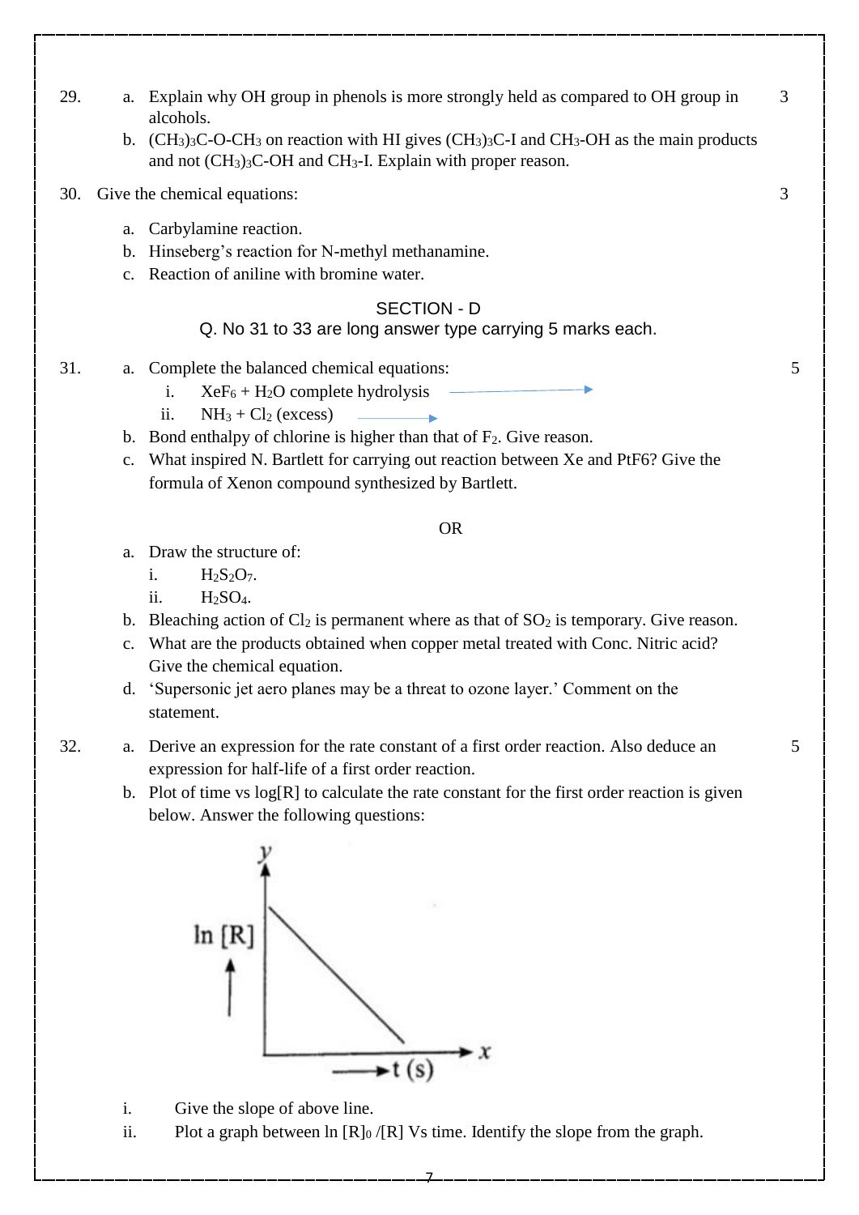29. a. Explain why OH group in phenols is more strongly held as compared to OH group in alcohols. **3**

    b. $(CH_3)_3C\text{-}O\text{-}CH_3$ on reaction with HI gives $(CH_3)_3C\text{-}I$ and $CH_3\text{-}OH$ as the main products and not $(CH_3)_3C\text{-}OH$ and $CH_3\text{-}I$. Explain with proper reason.

30. Give the chemical equations: **3**

    a. Carbylamine reaction.
    b. Hinseberg's reaction for N-methyl methanamine.
    c. Reaction of aniline with bromine water.

## SECTION - D

Q. No 31 to 33 are long answer type carrying 5 marks each.

31. a. Complete the balanced chemical equations: **5**

    i. $XeF_6 + H_2O$ complete hydrolysis $\longrightarrow$
    ii. $NH_3 + Cl_2$ (excess) $\longrightarrow$

    b. Bond enthalpy of chlorine is higher than that of $F_2$. Give reason.

    c. What inspired N. Bartlett for carrying out reaction between Xe and PtF6? Give the formula of Xenon compound synthesized by Bartlett.

OR

    a. Draw the structure of:

    i. $H_2S_2O_7$.
    ii. $H_2SO_4$.

    b. Bleaching action of $Cl_2$ is permanent where as that of $SO_2$ is temporary. Give reason.

    c. What are the products obtained when copper metal treated with Conc. Nitric acid? Give the chemical equation.

    d. 'Supersonic jet aero planes may be a threat to ozone layer.' Comment on the statement.

32. a. Derive an expression for the rate constant of a first order reaction. Also deduce an expression for half-life of a first order reaction. **5**

    b. Plot of time vs log[R] to calculate the rate constant for the first order reaction is given below. Answer the following questions:

    [Graph: y-axis ln [R], x-axis t (s); straight line with negative slope]

    i. Give the slope of above line.
    ii. Plot a graph between $\ln [R]_0 /[R]$ Vs time. Identify the slope from the graph.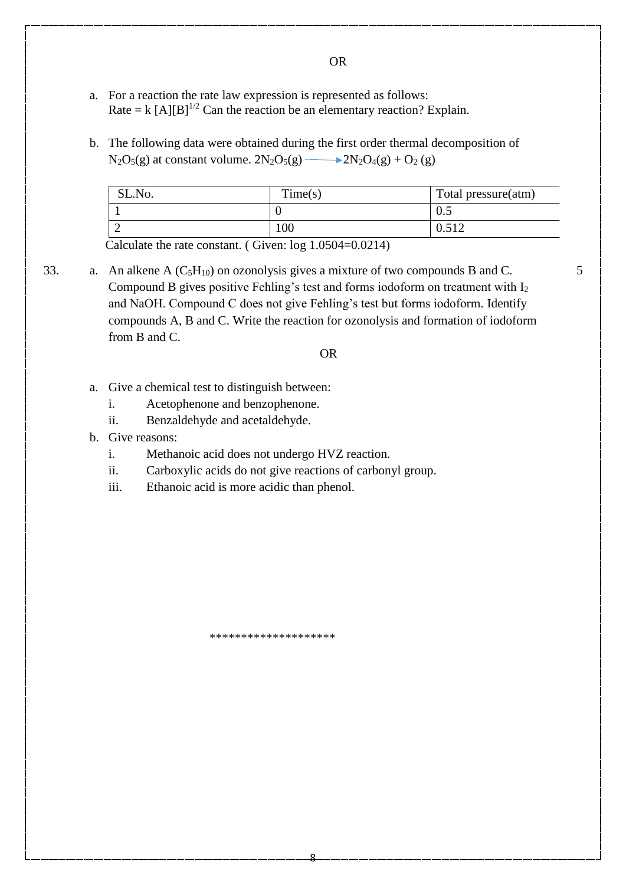OR

a. For a reaction the rate law expression is represented as follows:
   Rate = k [A][B]$^{1/2}$ Can the reaction be an elementary reaction? Explain.

b. The following data were obtained during the first order thermal decomposition of $N_2O_5$(g) at constant volume. $2N_2O_5(g) \longrightarrow 2N_2O_4(g) + O_2(g)$

| SL.No. | Time(s) | Total pressure(atm) |
|---|---|---|
| 1 | 0 | 0.5 |
| 2 | 100 | 0.512 |

Calculate the rate constant. ( Given: log 1.0504=0.0214)

33. a. An alkene A ($C_5H_{10}$) on ozonolysis gives a mixture of two compounds B and C. Compound B gives positive Fehling's test and forms iodoform on treatment with $I_2$ and NaOH. Compound C does not give Fehling's test but forms iodoform. Identify compounds A, B and C. Write the reaction for ozonolysis and formation of iodoform from B and C. 5

OR

a. Give a chemical test to distinguish between:
   i. Acetophenone and benzophenone.
   ii. Benzaldehyde and acetaldehyde.

b. Give reasons:
   i. Methanoic acid does not undergo HVZ reaction.
   ii. Carboxylic acids do not give reactions of carbonyl group.
   iii. Ethanoic acid is more acidic than phenol.

*******************